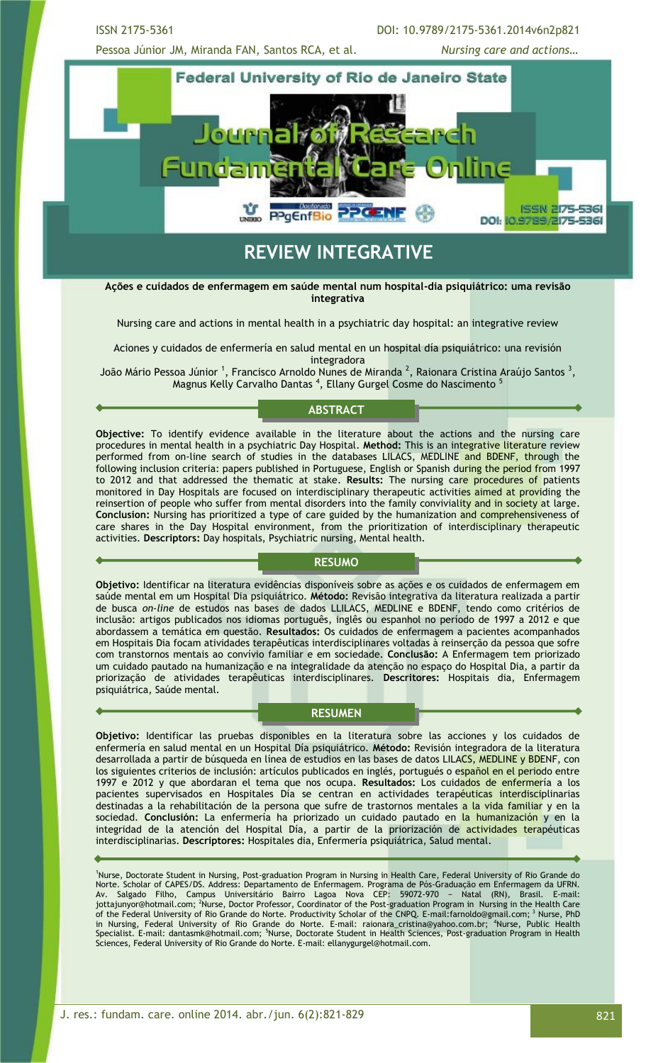# REVIEW INTEGRATIVE

**Ações e cuidados de enfermagem em saúde mental num hospital-dia psiquiátrico: uma revisão integrativa**

Nursing care and actions in mental health in a psychiatric day hospital: an integrative review

Aciones y cuidados de enfermería en salud mental en un hospital día psiquiátrico: una revisión integradora

João Mário Pessoa Júnior [1], Francisco Arnoldo Nunes de Miranda [2], Raionara Cristina Araújo Santos [3], Magnus Kelly Carvalho Dantas [4], Ellany Gurgel Cosme do Nascimento [5]

## ABSTRACT

**Objective:** To identify evidence available in the literature about the actions and the nursing care procedures in mental health in a psychiatric Day Hospital. **Method:** This is an integrative literature review performed from on-line search of studies in the databases LILACS, MEDLINE and BDENF, through the following inclusion criteria: papers published in Portuguese, English or Spanish during the period from 1997 to 2012 and that addressed the thematic at stake. **Results:** The nursing care procedures of patients monitored in Day Hospitals are focused on interdisciplinary therapeutic activities aimed at providing the reinsertion of people who suffer from mental disorders into the family conviviality and in society at large. **Conclusion:** Nursing has prioritized a type of care guided by the humanization and comprehensiveness of care shares in the Day Hospital environment, from the prioritization of interdisciplinary therapeutic activities. **Descriptors:** Day hospitals, Psychiatric nursing, Mental health.

## RESUMO

**Objetivo:** Identificar na literatura evidências disponíveis sobre as ações e os cuidados de enfermagem em saúde mental em um Hospital Dia psiquiátrico. **Método:** Revisão integrativa da literatura realizada a partir de busca *on-line* de estudos nas bases de dados LLILACS, MEDLINE e BDENF, tendo como critérios de inclusão: artigos publicados nos idiomas português, inglês ou espanhol no período de 1997 a 2012 e que abordassem a temática em questão. **Resultados:** Os cuidados de enfermagem a pacientes acompanhados em Hospitais Dia focam atividades terapêuticas interdisciplinares voltadas à reinserção da pessoa que sofre com transtornos mentais ao convívio familiar e em sociedade. **Conclusão:** A Enfermagem tem priorizado um cuidado pautado na humanização e na integralidade da atenção no espaço do Hospital Dia, a partir da priorização de atividades terapêuticas interdisciplinares. **Descritores:** Hospitais dia, Enfermagem psiquiátrica, Saúde mental.

## RESUMEN

**Objetivo:** Identificar las pruebas disponibles en la literatura sobre las acciones y los cuidados de enfermería en salud mental en un Hospital Día psiquiátrico. **Método:** Revisión integradora de la literatura desarrollada a partir de búsqueda en línea de estudios en las bases de datos LILACS, MEDLINE y BDENF, con los siguientes criterios de inclusión: artículos publicados en inglés, portugués o español en el periodo entre 1997 e 2012 y que abordaran el tema que nos ocupa. **Resultados:** Los cuidados de enfermería a los pacientes supervisados en Hospitales Día se centran en actividades terapéuticas interdisciplinarias destinadas a la rehabilitación de la persona que sufre de trastornos mentales a la vida familiar y en la sociedad. **Conclusión:** La enfermería ha priorizado un cuidado pautado en la humanización y en la integridad de la atención del Hospital Día, a partir de la priorización de actividades terapéuticas interdisciplinarias. **Descriptores:** Hospitales dia, Enfermería psiquiátrica, Salud mental.

[1]Nurse, Doctorate Student in Nursing, Post-graduation Program in Nursing in Health Care, Federal University of Rio Grande do Norte. Scholar of CAPES/DS. Address: Departamento de Enfermagem. Programa de Pós-Graduação em Enfermagem da UFRN. Av. Salgado Filho, Campus Universitário Bairro Lagoa Nova CEP: 59072-970 – Natal (RN), Brasil. E-mail: jottajunyor@hotmail.com; [2]Nurse, Doctor Professor, Coordinator of the Post-graduation Program in Nursing in the Health Care of the Federal University of Rio Grande do Norte. Productivity Scholar of the CNPQ. E-mail:farnoldo@gmail.com; [3] Nurse, PhD in Nursing, Federal University of Rio Grande do Norte. E-mail: raionara_cristina@yahoo.com.br; [4]Nurse, Public Health Specialist. E-mail: dantasmk@hotmail.com; [5]Nurse, Doctorate Student in Health Sciences, Post-graduation Program in Health Sciences, Federal University of Rio Grande do Norte. E-mail: ellanygurgel@hotmail.com.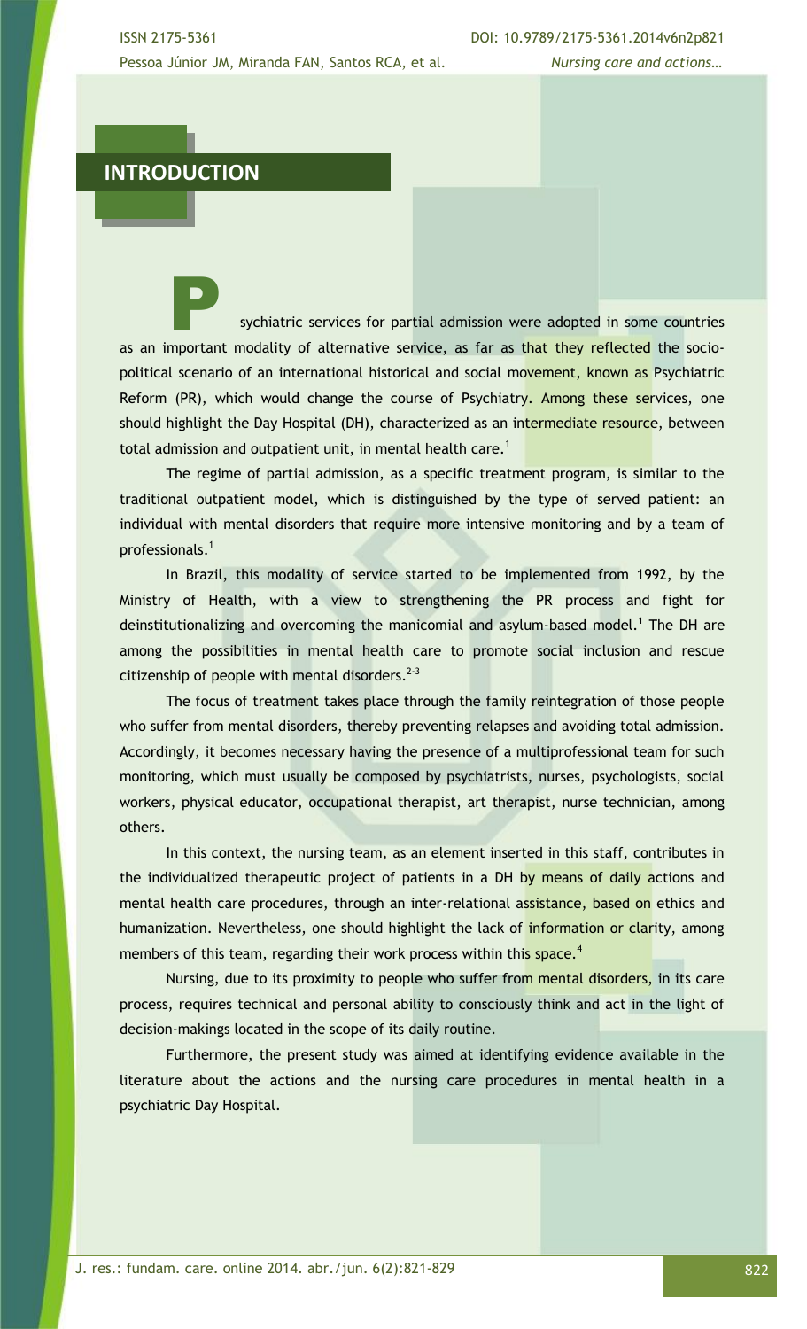## INTRODUCTION

Psychiatric services for partial admission were adopted in some countries as an important modality of alternative service, as far as that they reflected the socio-political scenario of an international historical and social movement, known as Psychiatric Reform (PR), which would change the course of Psychiatry. Among these services, one should highlight the Day Hospital (DH), characterized as an intermediate resource, between total admission and outpatient unit, in mental health care.[1]

The regime of partial admission, as a specific treatment program, is similar to the traditional outpatient model, which is distinguished by the type of served patient: an individual with mental disorders that require more intensive monitoring and by a team of professionals.[1]

In Brazil, this modality of service started to be implemented from 1992, by the Ministry of Health, with a view to strengthening the PR process and fight for deinstitutionalizing and overcoming the manicomial and asylum-based model.[1] The DH are among the possibilities in mental health care to promote social inclusion and rescue citizenship of people with mental disorders.[2-3]

The focus of treatment takes place through the family reintegration of those people who suffer from mental disorders, thereby preventing relapses and avoiding total admission. Accordingly, it becomes necessary having the presence of a multiprofessional team for such monitoring, which must usually be composed by psychiatrists, nurses, psychologists, social workers, physical educator, occupational therapist, art therapist, nurse technician, among others.

In this context, the nursing team, as an element inserted in this staff, contributes in the individualized therapeutic project of patients in a DH by means of daily actions and mental health care procedures, through an inter-relational assistance, based on ethics and humanization. Nevertheless, one should highlight the lack of information or clarity, among members of this team, regarding their work process within this space.[4]

Nursing, due to its proximity to people who suffer from mental disorders, in its care process, requires technical and personal ability to consciously think and act in the light of decision-makings located in the scope of its daily routine.

Furthermore, the present study was aimed at identifying evidence available in the literature about the actions and the nursing care procedures in mental health in a psychiatric Day Hospital.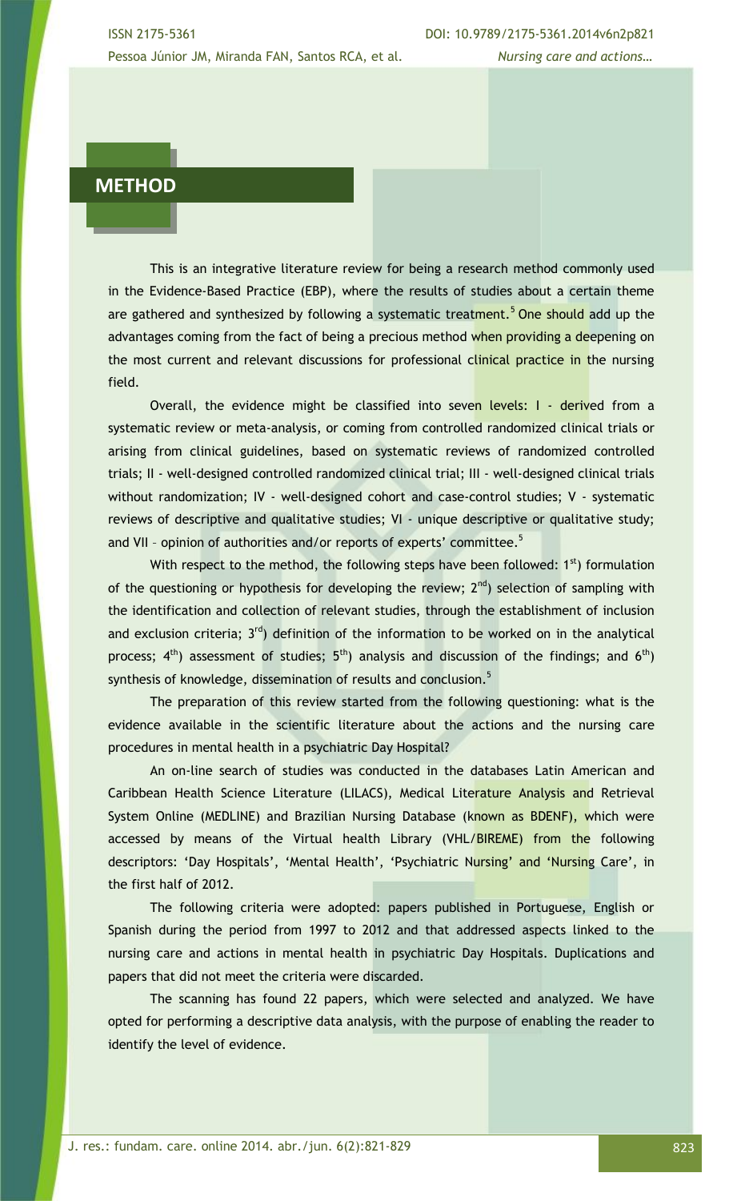## METHOD

This is an integrative literature review for being a research method commonly used in the Evidence-Based Practice (EBP), where the results of studies about a certain theme are gathered and synthesized by following a systematic treatment.[5] One should add up the advantages coming from the fact of being a precious method when providing a deepening on the most current and relevant discussions for professional clinical practice in the nursing field.

Overall, the evidence might be classified into seven levels: I - derived from a systematic review or meta-analysis, or coming from controlled randomized clinical trials or arising from clinical guidelines, based on systematic reviews of randomized controlled trials; II - well-designed controlled randomized clinical trial; III - well-designed clinical trials without randomization; IV - well-designed cohort and case-control studies; V - systematic reviews of descriptive and qualitative studies; VI - unique descriptive or qualitative study; and VII – opinion of authorities and/or reports of experts' committee.[5]

With respect to the method, the following steps have been followed: 1st) formulation of the questioning or hypothesis for developing the review; 2nd) selection of sampling with the identification and collection of relevant studies, through the establishment of inclusion and exclusion criteria; 3rd) definition of the information to be worked on in the analytical process; 4th) assessment of studies; 5th) analysis and discussion of the findings; and 6th) synthesis of knowledge, dissemination of results and conclusion.[5]

The preparation of this review started from the following questioning: what is the evidence available in the scientific literature about the actions and the nursing care procedures in mental health in a psychiatric Day Hospital?

An on-line search of studies was conducted in the databases Latin American and Caribbean Health Science Literature (LILACS), Medical Literature Analysis and Retrieval System Online (MEDLINE) and Brazilian Nursing Database (known as BDENF), which were accessed by means of the Virtual health Library (VHL/BIREME) from the following descriptors: 'Day Hospitals', 'Mental Health', 'Psychiatric Nursing' and 'Nursing Care', in the first half of 2012.

The following criteria were adopted: papers published in Portuguese, English or Spanish during the period from 1997 to 2012 and that addressed aspects linked to the nursing care and actions in mental health in psychiatric Day Hospitals. Duplications and papers that did not meet the criteria were discarded.

The scanning has found 22 papers, which were selected and analyzed. We have opted for performing a descriptive data analysis, with the purpose of enabling the reader to identify the level of evidence.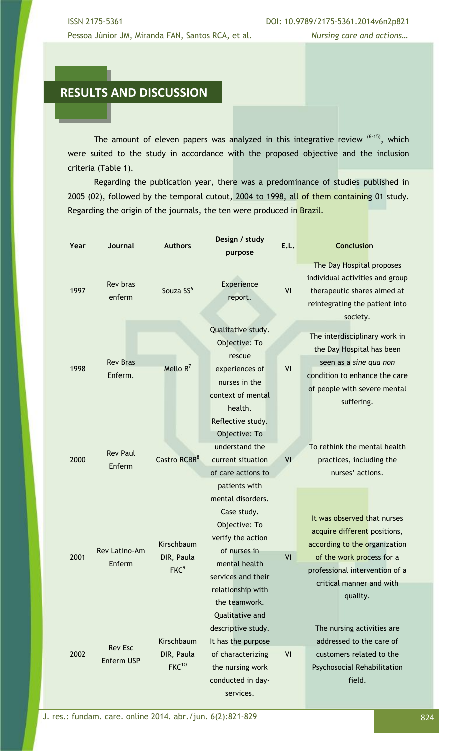## RESULTS AND DISCUSSION

The amount of eleven papers was analyzed in this integrative review [6-15], which were suited to the study in accordance with the proposed objective and the inclusion criteria (Table 1).

Regarding the publication year, there was a predominance of studies published in 2005 (02), followed by the temporal cutout, 2004 to 1998, all of them containing 01 study. Regarding the origin of the journals, the ten were produced in Brazil.

| Year | Journal | Authors | Design / study purpose | E.L. | Conclusion |
|---|---|---|---|---|---|
| 1997 | Rev bras enferm | Souza SS[6] | Experience report. | VI | The Day Hospital proposes individual activities and group therapeutic shares aimed at reintegrating the patient into society. |
| 1998 | Rev Bras Enferm. | Mello R[7] | Qualitative study. Objective: To rescue experiences of nurses in the context of mental health. | VI | The interdisciplinary work in the Day Hospital has been seen as a *sine qua non* condition to enhance the care of people with severe mental suffering. |
| 2000 | Rev Paul Enferm | Castro RCBR[8] | Reflective study. Objective: To understand the current situation of care actions to patients with mental disorders. | VI | To rethink the mental health practices, including the nurses' actions. |
| 2001 | Rev Latino-Am Enferm | Kirschbaum DIR, Paula FKC[9] | Case study. Objective: To verify the action of nurses in mental health services and their relationship with the teamwork. | VI | It was observed that nurses acquire different positions, according to the organization of the work process for a professional intervention of a critical manner and with quality. |
| 2002 | Rev Esc Enferm USP | Kirschbaum DIR, Paula FKC[10] | Qualitative and descriptive study. It has the purpose of characterizing the nursing work conducted in day-services. | VI | The nursing activities are addressed to the care of customers related to the Psychosocial Rehabilitation field. |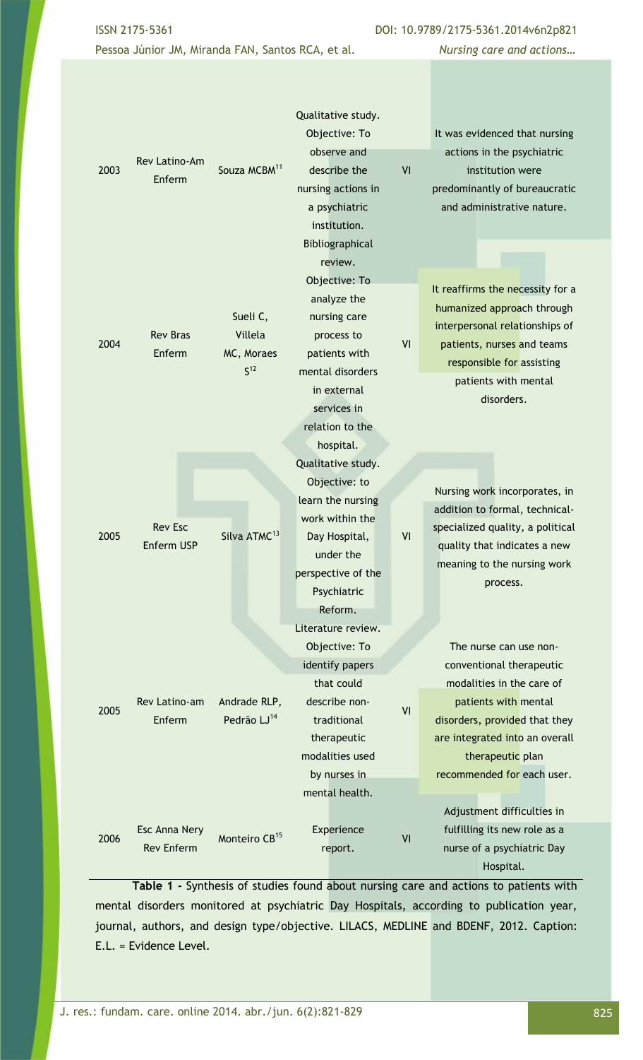| | | | | | |
|---|---|---|---|---|---|
| 2003 | Rev Latino-Am Enferm | Souza MCBM[11] | Qualitative study. Objective: To observe and describe the nursing actions in a psychiatric institution. | VI | It was evidenced that nursing actions in the psychiatric institution were predominantly of bureaucratic and administrative nature. |
| 2004 | Rev Bras Enferm | Sueli C, Villela MC, Moraes S[12] | Bibliographical review. Objective: To analyze the nursing care process to patients with mental disorders in external services in relation to the hospital. | VI | It reaffirms the necessity for a humanized approach through interpersonal relationships of patients, nurses and teams responsible for assisting patients with mental disorders. |
| 2005 | Rev Esc Enferm USP | Silva ATMC[13] | Qualitative study. Objective: to learn the nursing work within the Day Hospital, under the perspective of the Psychiatric Reform. | VI | Nursing work incorporates, in addition to formal, technical-specialized quality, a political quality that indicates a new meaning to the nursing work process. |
| 2005 | Rev Latino-am Enferm | Andrade RLP, Pedrão LJ[14] | Literature review. Objective: To identify papers that could describe non-traditional therapeutic modalities used by nurses in mental health. | VI | The nurse can use non-conventional therapeutic modalities in the care of patients with mental disorders, provided that they are integrated into an overall therapeutic plan recommended for each user. |
| 2006 | Esc Anna Nery Rev Enferm | Monteiro CB[15] | Experience report. | VI | Adjustment difficulties in fulfilling its new role as a nurse of a psychiatric Day Hospital. |

**Table 1 -** Synthesis of studies found about nursing care and actions to patients with mental disorders monitored at psychiatric Day Hospitals, according to publication year, journal, authors, and design type/objective. LILACS, MEDLINE and BDENF, 2012. Caption: E.L. = Evidence Level.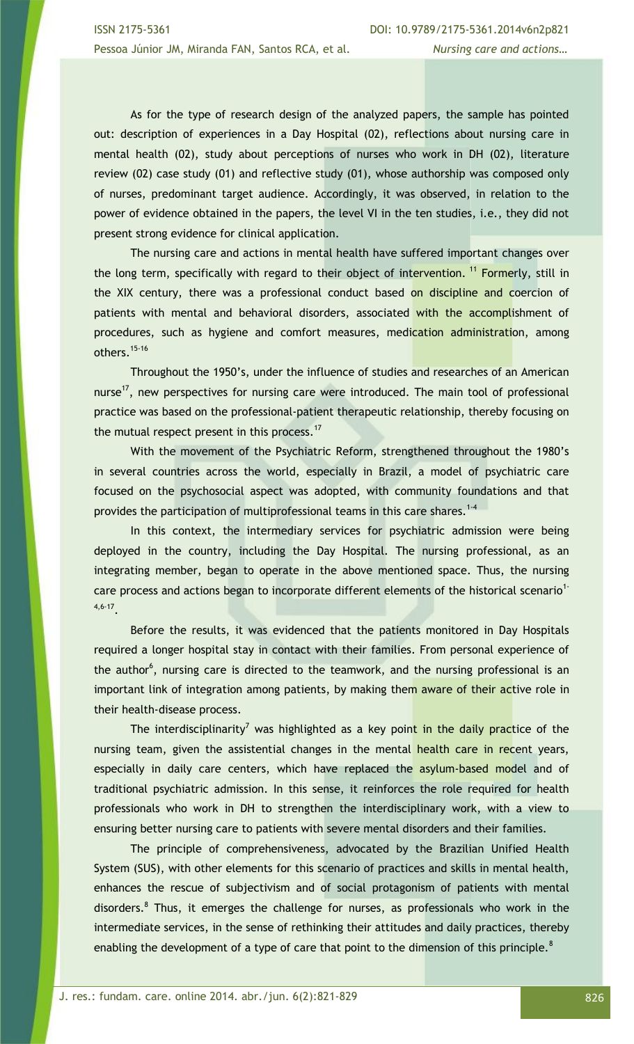As for the type of research design of the analyzed papers, the sample has pointed out: description of experiences in a Day Hospital (02), reflections about nursing care in mental health (02), study about perceptions of nurses who work in DH (02), literature review (02) case study (01) and reflective study (01), whose authorship was composed only of nurses, predominant target audience. Accordingly, it was observed, in relation to the power of evidence obtained in the papers, the level VI in the ten studies, i.e., they did not present strong evidence for clinical application.

The nursing care and actions in mental health have suffered important changes over the long term, specifically with regard to their object of intervention. [11] Formerly, still in the XIX century, there was a professional conduct based on discipline and coercion of patients with mental and behavioral disorders, associated with the accomplishment of procedures, such as hygiene and comfort measures, medication administration, among others.[15-16]

Throughout the 1950's, under the influence of studies and researches of an American nurse[17], new perspectives for nursing care were introduced. The main tool of professional practice was based on the professional-patient therapeutic relationship, thereby focusing on the mutual respect present in this process.[17]

With the movement of the Psychiatric Reform, strengthened throughout the 1980's in several countries across the world, especially in Brazil, a model of psychiatric care focused on the psychosocial aspect was adopted, with community foundations and that provides the participation of multiprofessional teams in this care shares.[1-4]

In this context, the intermediary services for psychiatric admission were being deployed in the country, including the Day Hospital. The nursing professional, as an integrating member, began to operate in the above mentioned space. Thus, the nursing care process and actions began to incorporate different elements of the historical scenario[1-4,6-17].

Before the results, it was evidenced that the patients monitored in Day Hospitals required a longer hospital stay in contact with their families. From personal experience of the author[6], nursing care is directed to the teamwork, and the nursing professional is an important link of integration among patients, by making them aware of their active role in their health-disease process.

The interdisciplinarity[7] was highlighted as a key point in the daily practice of the nursing team, given the assistential changes in the mental health care in recent years, especially in daily care centers, which have replaced the asylum-based model and of traditional psychiatric admission. In this sense, it reinforces the role required for health professionals who work in DH to strengthen the interdisciplinary work, with a view to ensuring better nursing care to patients with severe mental disorders and their families.

The principle of comprehensiveness, advocated by the Brazilian Unified Health System (SUS), with other elements for this scenario of practices and skills in mental health, enhances the rescue of subjectivism and of social protagonism of patients with mental disorders.[8] Thus, it emerges the challenge for nurses, as professionals who work in the intermediate services, in the sense of rethinking their attitudes and daily practices, thereby enabling the development of a type of care that point to the dimension of this principle.[8]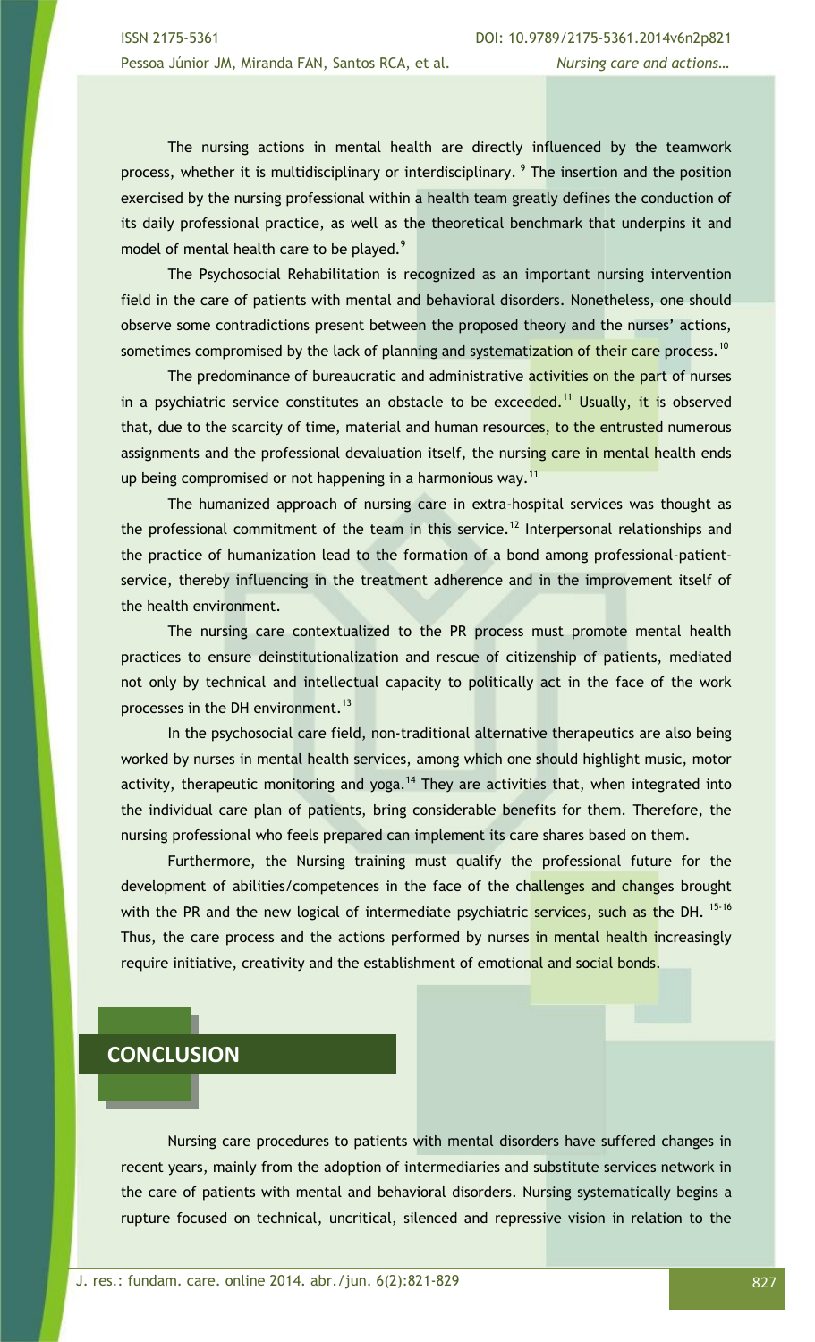The nursing actions in mental health are directly influenced by the teamwork process, whether it is multidisciplinary or interdisciplinary. [9] The insertion and the position exercised by the nursing professional within a health team greatly defines the conduction of its daily professional practice, as well as the theoretical benchmark that underpins it and model of mental health care to be played.[9]

The Psychosocial Rehabilitation is recognized as an important nursing intervention field in the care of patients with mental and behavioral disorders. Nonetheless, one should observe some contradictions present between the proposed theory and the nurses' actions, sometimes compromised by the lack of planning and systematization of their care process.[10]

The predominance of bureaucratic and administrative activities on the part of nurses in a psychiatric service constitutes an obstacle to be exceeded.[11] Usually, it is observed that, due to the scarcity of time, material and human resources, to the entrusted numerous assignments and the professional devaluation itself, the nursing care in mental health ends up being compromised or not happening in a harmonious way.[11]

The humanized approach of nursing care in extra-hospital services was thought as the professional commitment of the team in this service.[12] Interpersonal relationships and the practice of humanization lead to the formation of a bond among professional-patient-service, thereby influencing in the treatment adherence and in the improvement itself of the health environment.

The nursing care contextualized to the PR process must promote mental health practices to ensure deinstitutionalization and rescue of citizenship of patients, mediated not only by technical and intellectual capacity to politically act in the face of the work processes in the DH environment.[13]

In the psychosocial care field, non-traditional alternative therapeutics are also being worked by nurses in mental health services, among which one should highlight music, motor activity, therapeutic monitoring and yoga.[14] They are activities that, when integrated into the individual care plan of patients, bring considerable benefits for them. Therefore, the nursing professional who feels prepared can implement its care shares based on them.

Furthermore, the Nursing training must qualify the professional future for the development of abilities/competences in the face of the challenges and changes brought with the PR and the new logical of intermediate psychiatric services, such as the DH. [15-16] Thus, the care process and the actions performed by nurses in mental health increasingly require initiative, creativity and the establishment of emotional and social bonds.

## CONCLUSION

Nursing care procedures to patients with mental disorders have suffered changes in recent years, mainly from the adoption of intermediaries and substitute services network in the care of patients with mental and behavioral disorders. Nursing systematically begins a rupture focused on technical, uncritical, silenced and repressive vision in relation to the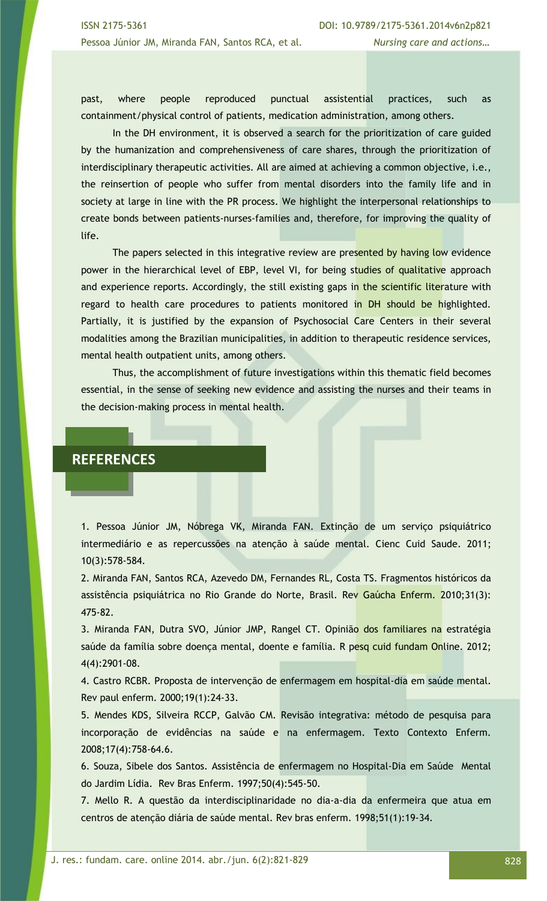past, where people reproduced punctual assistential practices, such as containment/physical control of patients, medication administration, among others.

In the DH environment, it is observed a search for the prioritization of care guided by the humanization and comprehensiveness of care shares, through the prioritization of interdisciplinary therapeutic activities. All are aimed at achieving a common objective, i.e., the reinsertion of people who suffer from mental disorders into the family life and in society at large in line with the PR process. We highlight the interpersonal relationships to create bonds between patients-nurses-families and, therefore, for improving the quality of life.

The papers selected in this integrative review are presented by having low evidence power in the hierarchical level of EBP, level VI, for being studies of qualitative approach and experience reports. Accordingly, the still existing gaps in the scientific literature with regard to health care procedures to patients monitored in DH should be highlighted. Partially, it is justified by the expansion of Psychosocial Care Centers in their several modalities among the Brazilian municipalities, in addition to therapeutic residence services, mental health outpatient units, among others.

Thus, the accomplishment of future investigations within this thematic field becomes essential, in the sense of seeking new evidence and assisting the nurses and their teams in the decision-making process in mental health.

## REFERENCES

1. Pessoa Júnior JM, Nóbrega VK, Miranda FAN. Extinção de um serviço psiquiátrico intermediário e as repercussões na atenção à saúde mental. Cienc Cuid Saude. 2011; 10(3):578-584.

2. Miranda FAN, Santos RCA, Azevedo DM, Fernandes RL, Costa TS. Fragmentos históricos da assistência psiquiátrica no Rio Grande do Norte, Brasil. Rev Gaúcha Enferm. 2010;31(3): 475-82.

3. Miranda FAN, Dutra SVO, Júnior JMP, Rangel CT. Opinião dos familiares na estratégia saúde da família sobre doença mental, doente e família. R pesq cuid fundam Online. 2012; 4(4):2901-08.

4. Castro RCBR. Proposta de intervenção de enfermagem em hospital-dia em saúde mental. Rev paul enferm. 2000;19(1):24-33.

5. Mendes KDS, Silveira RCCP, Galvão CM. Revisão integrativa: método de pesquisa para incorporação de evidências na saúde e na enfermagem. Texto Contexto Enferm. 2008;17(4):758-64.6.

6. Souza, Sibele dos Santos. Assistência de enfermagem no Hospital-Dia em Saúde Mental do Jardim Lídia. Rev Bras Enferm. 1997;50(4):545-50.

7. Mello R. A questão da interdisciplinaridade no dia-a-dia da enfermeira que atua em centros de atenção diária de saúde mental. Rev bras enferm. 1998;51(1):19-34.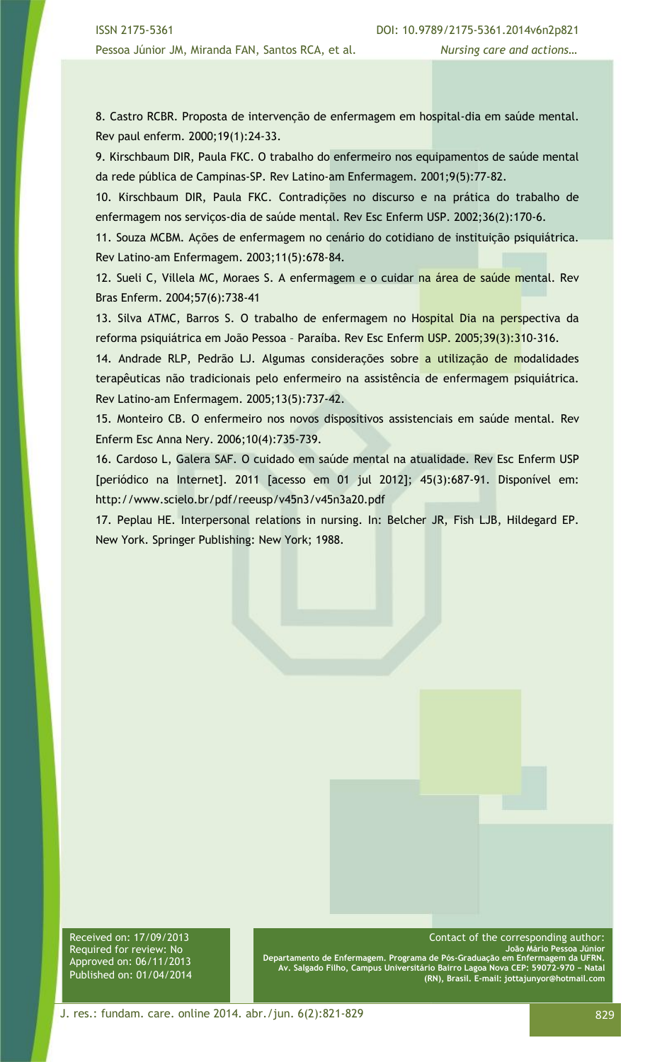8. Castro RCBR. Proposta de intervenção de enfermagem em hospital-dia em saúde mental. Rev paul enferm. 2000;19(1):24-33.

9. Kirschbaum DIR, Paula FKC. O trabalho do enfermeiro nos equipamentos de saúde mental da rede pública de Campinas-SP. Rev Latino-am Enfermagem. 2001;9(5):77-82.

10. Kirschbaum DIR, Paula FKC. Contradições no discurso e na prática do trabalho de enfermagem nos serviços-dia de saúde mental. Rev Esc Enferm USP. 2002;36(2):170-6.

11. Souza MCBM. Ações de enfermagem no cenário do cotidiano de instituição psiquiátrica. Rev Latino-am Enfermagem. 2003;11(5):678-84.

12. Sueli C, Villela MC, Moraes S. A enfermagem e o cuidar na área de saúde mental. Rev Bras Enferm. 2004;57(6):738-41

13. Silva ATMC, Barros S. O trabalho de enfermagem no Hospital Dia na perspectiva da reforma psiquiátrica em João Pessoa – Paraíba. Rev Esc Enferm USP. 2005;39(3):310-316.

14. Andrade RLP, Pedrão LJ. Algumas considerações sobre a utilização de modalidades terapêuticas não tradicionais pelo enfermeiro na assistência de enfermagem psiquiátrica. Rev Latino-am Enfermagem. 2005;13(5):737-42.

15. Monteiro CB. O enfermeiro nos novos dispositivos assistenciais em saúde mental. Rev Enferm Esc Anna Nery. 2006;10(4):735-739.

16. Cardoso L, Galera SAF. O cuidado em saúde mental na atualidade. Rev Esc Enferm USP [periódico na Internet]. 2011 [acesso em 01 jul 2012]; 45(3):687-91. Disponível em: http://www.scielo.br/pdf/reeusp/v45n3/v45n3a20.pdf

17. Peplau HE. Interpersonal relations in nursing. In: Belcher JR, Fish LJB, Hildegard EP. New York. Springer Publishing: New York; 1988.

Received on: 17/09/2013
Required for review: No
Approved on: 06/11/2013
Published on: 01/04/2014

Contact of the corresponding author:
**João Mário Pessoa Júnior**
**Departamento de Enfermagem. Programa de Pós-Graduação em Enfermagem da UFRN. Av. Salgado Filho, Campus Universitário Bairro Lagoa Nova CEP: 59072-970 – Natal (RN), Brasil. E-mail: jottajunyor@hotmail.com**